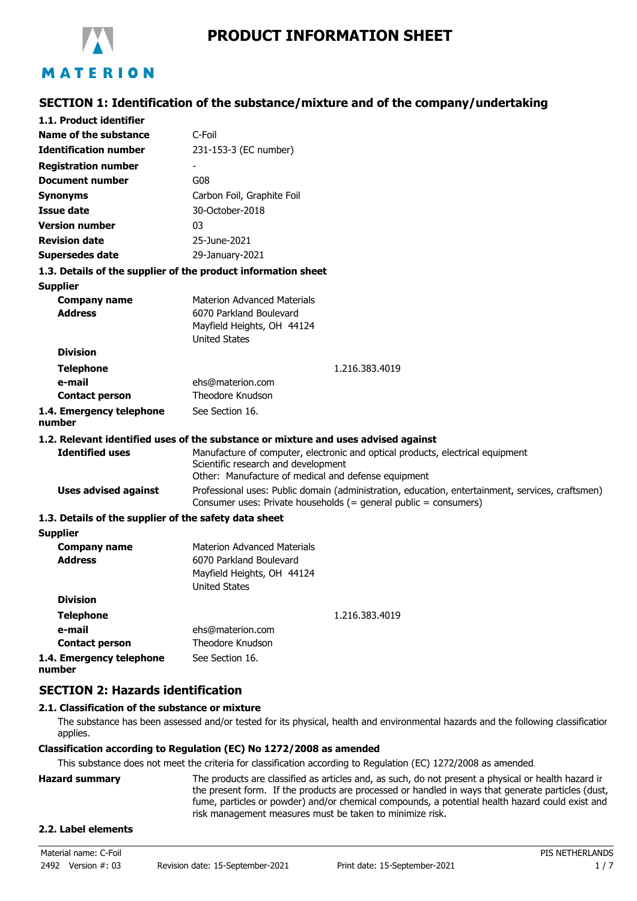MATERION

# PRODUCT INFORMATION SHEET

## SECTION 1: Identification of the substance/mixture and of the company/undertaking

### 1.1. Product identifier

| | |
|---|---|
| **Name of the substance** | C-Foil |
| **Identification number** | 231-153-3 (EC number) |
| **Registration number** | - |
| **Document number** | G08 |
| **Synonyms** | Carbon Foil, Graphite Foil |
| **Issue date** | 30-October-2018 |
| **Version number** | 03 |
| **Revision date** | 25-June-2021 |
| **Supersedes date** | 29-January-2021 |

### 1.3. Details of the supplier of the product information sheet

**Supplier**

| | |
|---|---|
| **Company name** | Materion Advanced Materials |
| **Address** | 6070 Parkland Boulevard<br>Mayfield Heights, OH 44124<br>United States |
| **Division** | |
| **Telephone** | 1.216.383.4019 |
| **e-mail** | ehs@materion.com |
| **Contact person** | Theodore Knudson |

**1.4. Emergency telephone number** See Section 16.

### 1.2. Relevant identified uses of the substance or mixture and uses advised against

| | |
|---|---|
| **Identified uses** | Manufacture of computer, electronic and optical products, electrical equipment<br>Scientific research and development<br>Other: Manufacture of medical and defense equipment |
| **Uses advised against** | Professional uses: Public domain (administration, education, entertainment, services, craftsmen)<br>Consumer uses: Private households (= general public = consumers) |

### 1.3. Details of the supplier of the safety data sheet

**Supplier**

| | |
|---|---|
| **Company name** | Materion Advanced Materials |
| **Address** | 6070 Parkland Boulevard<br>Mayfield Heights, OH 44124<br>United States |
| **Division** | |
| **Telephone** | 1.216.383.4019 |
| **e-mail** | ehs@materion.com |
| **Contact person** | Theodore Knudson |

**1.4. Emergency telephone number** See Section 16.

## SECTION 2: Hazards identification

### 2.1. Classification of the substance or mixture

The substance has been assessed and/or tested for its physical, health and environmental hazards and the following classification applies.

**Classification according to Regulation (EC) No 1272/2008 as amended**

This substance does not meet the criteria for classification according to Regulation (EC) 1272/2008 as amended.

**Hazard summary** The products are classified as articles and, as such, do not present a physical or health hazard in the present form. If the products are processed or handled in ways that generate particles (dust, fume, particles or powder) and/or chemical compounds, a potential health hazard could exist and risk management measures must be taken to minimize risk.

### 2.2. Label elements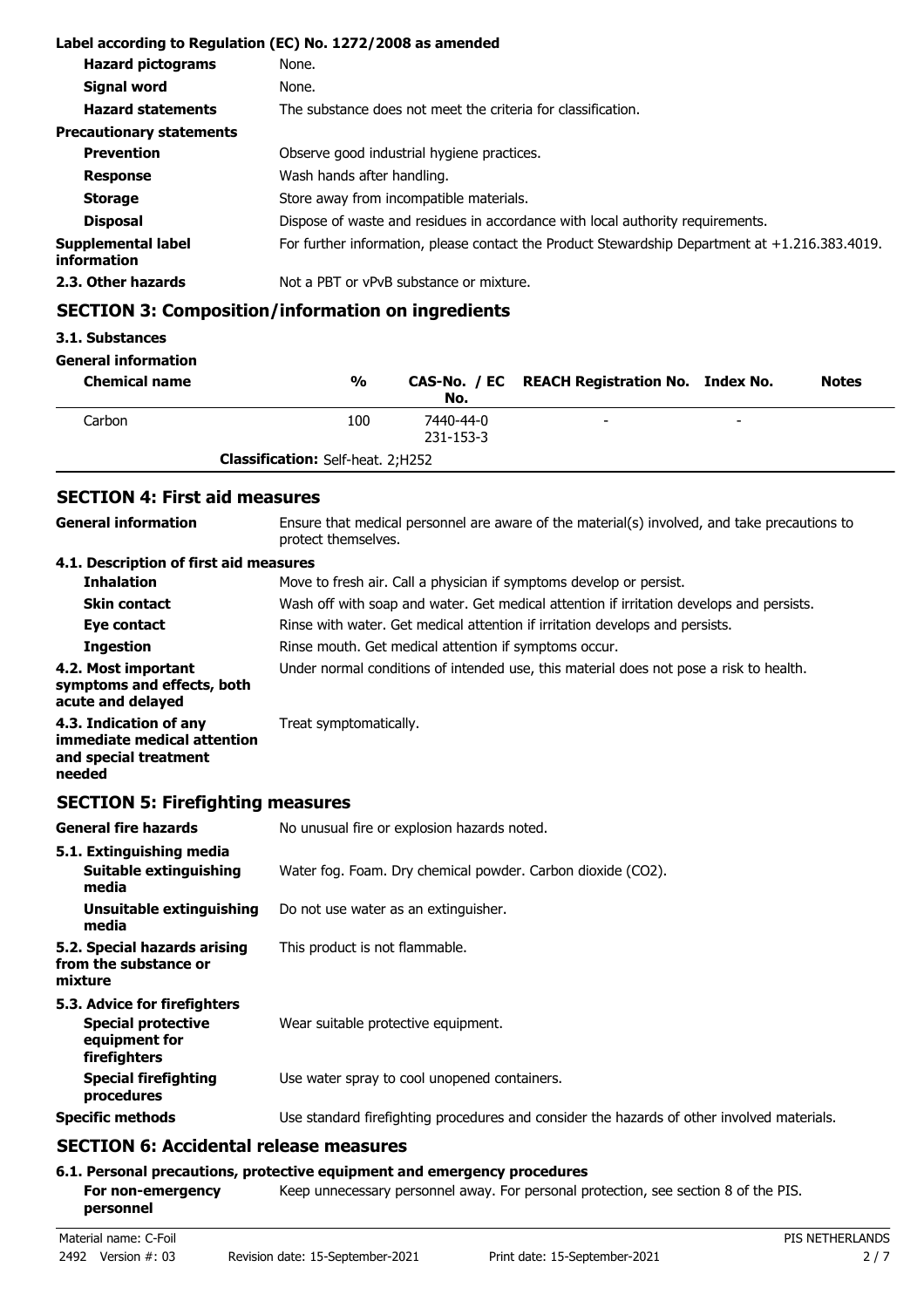**Label according to Regulation (EC) No. 1272/2008 as amended**

| | |
|---|---|
| **Hazard pictograms** | None. |
| **Signal word** | None. |
| **Hazard statements** | The substance does not meet the criteria for classification. |
| **Precautionary statements** | |
| **Prevention** | Observe good industrial hygiene practices. |
| **Response** | Wash hands after handling. |
| **Storage** | Store away from incompatible materials. |
| **Disposal** | Dispose of waste and residues in accordance with local authority requirements. |
| **Supplemental label information** | For further information, please contact the Product Stewardship Department at +1.216.383.4019. |
| **2.3. Other hazards** | Not a PBT or vPvB substance or mixture. |

## SECTION 3: Composition/information on ingredients

**3.1. Substances**

**General information**

| Chemical name | % | CAS-No. / EC No. | REACH Registration No. | Index No. | Notes |
|---|---|---|---|---|---|
| Carbon | 100 | 7440-44-0<br>231-153-3 | - | - | |
| **Classification:** Self-heat. 2;H252 | | | | | |

## SECTION 4: First aid measures

| | |
|---|---|
| **General information** | Ensure that medical personnel are aware of the material(s) involved, and take precautions to protect themselves. |
| **4.1. Description of first aid measures** | |
| **Inhalation** | Move to fresh air. Call a physician if symptoms develop or persist. |
| **Skin contact** | Wash off with soap and water. Get medical attention if irritation develops and persists. |
| **Eye contact** | Rinse with water. Get medical attention if irritation develops and persists. |
| **Ingestion** | Rinse mouth. Get medical attention if symptoms occur. |
| **4.2. Most important symptoms and effects, both acute and delayed** | Under normal conditions of intended use, this material does not pose a risk to health. |
| **4.3. Indication of any immediate medical attention and special treatment needed** | Treat symptomatically. |

## SECTION 5: Firefighting measures

| | |
|---|---|
| **General fire hazards** | No unusual fire or explosion hazards noted. |
| **5.1. Extinguishing media** | |
| **Suitable extinguishing media** | Water fog. Foam. Dry chemical powder. Carbon dioxide ($CO_2$). |
| **Unsuitable extinguishing media** | Do not use water as an extinguisher. |
| **5.2. Special hazards arising from the substance or mixture** | This product is not flammable. |
| **5.3. Advice for firefighters** | |
| **Special protective equipment for firefighters** | Wear suitable protective equipment. |
| **Special firefighting procedures** | Use water spray to cool unopened containers. |
| **Specific methods** | Use standard firefighting procedures and consider the hazards of other involved materials. |

## SECTION 6: Accidental release measures

**6.1. Personal precautions, protective equipment and emergency procedures**

| | |
|---|---|
| **For non-emergency personnel** | Keep unnecessary personnel away. For personal protection, see section 8 of the PIS. |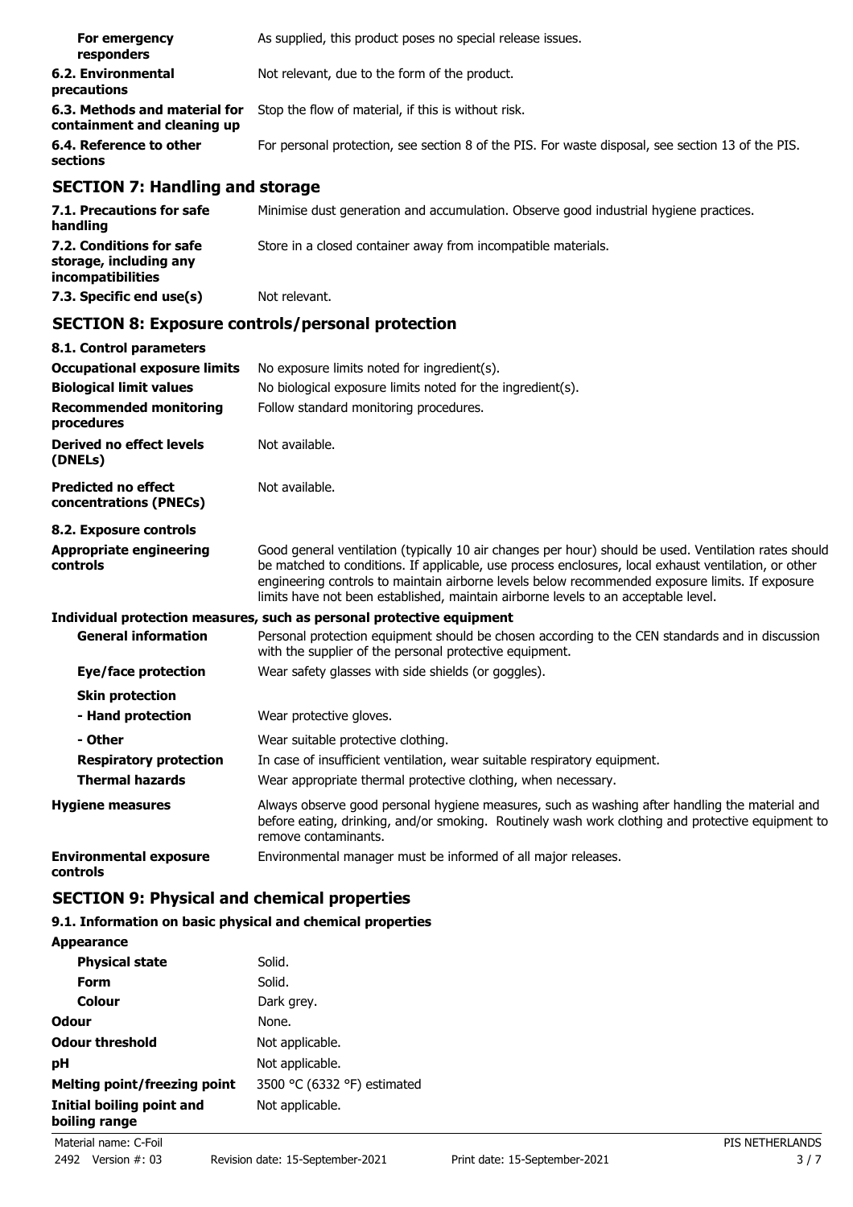| | |
|---|---|
| **For emergency responders** | As supplied, this product poses no special release issues. |
| **6.2. Environmental precautions** | Not relevant, due to the form of the product. |
| **6.3. Methods and material for containment and cleaning up** | Stop the flow of material, if this is without risk. |
| **6.4. Reference to other sections** | For personal protection, see section 8 of the PIS. For waste disposal, see section 13 of the PIS. |

## SECTION 7: Handling and storage

| | |
|---|---|
| **7.1. Precautions for safe handling** | Minimise dust generation and accumulation. Observe good industrial hygiene practices. |
| **7.2. Conditions for safe storage, including any incompatibilities** | Store in a closed container away from incompatible materials. |
| **7.3. Specific end use(s)** | Not relevant. |

## SECTION 8: Exposure controls/personal protection

| | |
|---|---|
| **8.1. Control parameters** | |
| **Occupational exposure limits** | No exposure limits noted for ingredient(s). |
| **Biological limit values** | No biological exposure limits noted for the ingredient(s). |
| **Recommended monitoring procedures** | Follow standard monitoring procedures. |
| **Derived no effect levels (DNELs)** | Not available. |
| **Predicted no effect concentrations (PNECs)** | Not available. |
| **8.2. Exposure controls** | |
| **Appropriate engineering controls** | Good general ventilation (typically 10 air changes per hour) should be used. Ventilation rates should be matched to conditions. If applicable, use process enclosures, local exhaust ventilation, or other engineering controls to maintain airborne levels below recommended exposure limits. If exposure limits have not been established, maintain airborne levels to an acceptable level. |
| **Individual protection measures, such as personal protective equipment** | |
| **General information** | Personal protection equipment should be chosen according to the CEN standards and in discussion with the supplier of the personal protective equipment. |
| **Eye/face protection** | Wear safety glasses with side shields (or goggles). |
| **Skin protection** | |
| **- Hand protection** | Wear protective gloves. |
| **- Other** | Wear suitable protective clothing. |
| **Respiratory protection** | In case of insufficient ventilation, wear suitable respiratory equipment. |
| **Thermal hazards** | Wear appropriate thermal protective clothing, when necessary. |
| **Hygiene measures** | Always observe good personal hygiene measures, such as washing after handling the material and before eating, drinking, and/or smoking. Routinely wash work clothing and protective equipment to remove contaminants. |
| **Environmental exposure controls** | Environmental manager must be informed of all major releases. |

## SECTION 9: Physical and chemical properties

### 9.1. Information on basic physical and chemical properties

| | |
|---|---|
| **Appearance** | |
| **Physical state** | Solid. |
| **Form** | Solid. |
| **Colour** | Dark grey. |
| **Odour** | None. |
| **Odour threshold** | Not applicable. |
| **pH** | Not applicable. |
| **Melting point/freezing point** | 3500 °C (6332 °F) estimated |
| **Initial boiling point and boiling range** | Not applicable. |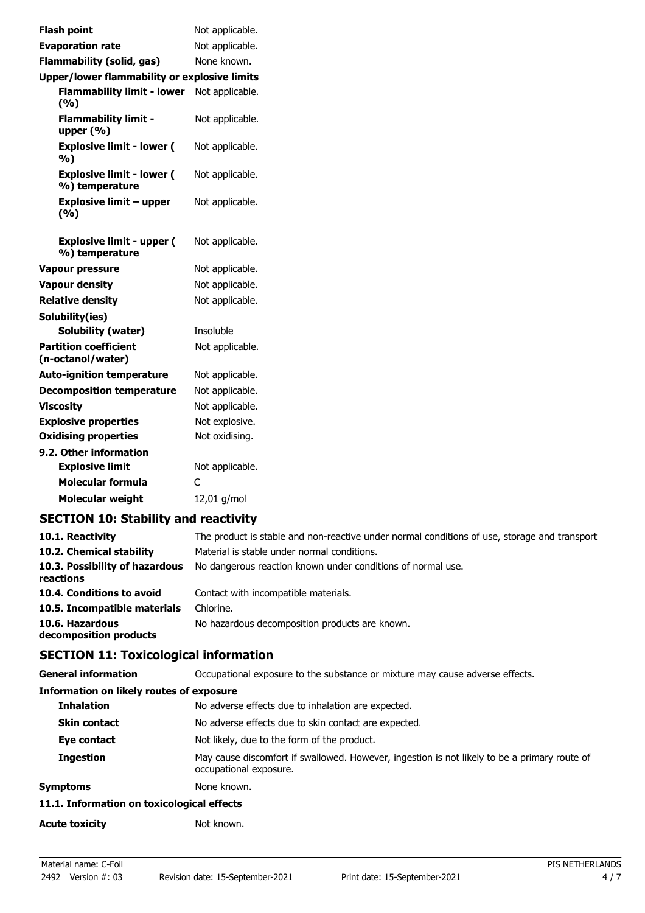| | |
|---|---|
| **Flash point** | Not applicable. |
| **Evaporation rate** | Not applicable. |
| **Flammability (solid, gas)** | None known. |
| **Upper/lower flammability or explosive limits** | |
| **Flammability limit - lower (%)** | Not applicable. |
| **Flammability limit - upper (%)** | Not applicable. |
| **Explosive limit - lower ( %)** | Not applicable. |
| **Explosive limit - lower ( %) temperature** | Not applicable. |
| **Explosive limit – upper (%)** | Not applicable. |
| **Explosive limit - upper ( %) temperature** | Not applicable. |
| **Vapour pressure** | Not applicable. |
| **Vapour density** | Not applicable. |
| **Relative density** | Not applicable. |
| **Solubility(ies)** | |
| **Solubility (water)** | Insoluble |
| **Partition coefficient (n-octanol/water)** | Not applicable. |
| **Auto-ignition temperature** | Not applicable. |
| **Decomposition temperature** | Not applicable. |
| **Viscosity** | Not applicable. |
| **Explosive properties** | Not explosive. |
| **Oxidising properties** | Not oxidising. |
| **9.2. Other information** | |
| **Explosive limit** | Not applicable. |
| **Molecular formula** | C |
| **Molecular weight** | 12,01 g/mol |

## SECTION 10: Stability and reactivity

| | |
|---|---|
| **10.1. Reactivity** | The product is stable and non-reactive under normal conditions of use, storage and transport. |
| **10.2. Chemical stability** | Material is stable under normal conditions. |
| **10.3. Possibility of hazardous reactions** | No dangerous reaction known under conditions of normal use. |
| **10.4. Conditions to avoid** | Contact with incompatible materials. |
| **10.5. Incompatible materials** | Chlorine. |
| **10.6. Hazardous decomposition products** | No hazardous decomposition products are known. |

## SECTION 11: Toxicological information

| | |
|---|---|
| **General information** | Occupational exposure to the substance or mixture may cause adverse effects. |
| **Information on likely routes of exposure** | |
| **Inhalation** | No adverse effects due to inhalation are expected. |
| **Skin contact** | No adverse effects due to skin contact are expected. |
| **Eye contact** | Not likely, due to the form of the product. |
| **Ingestion** | May cause discomfort if swallowed. However, ingestion is not likely to be a primary route of occupational exposure. |
| **Symptoms** | None known. |
| **11.1. Information on toxicological effects** | |
| **Acute toxicity** | Not known. |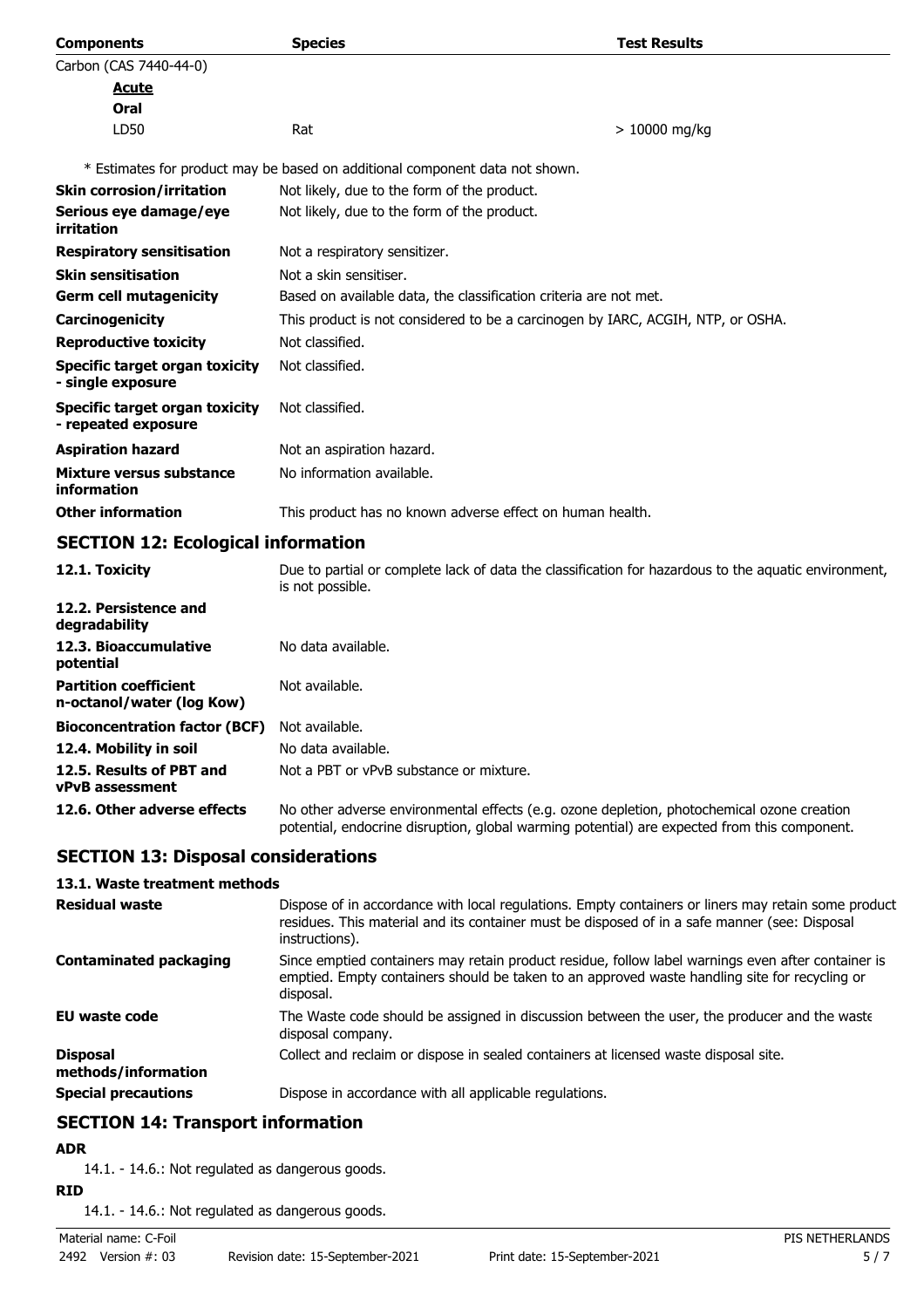| Components | Species | Test Results |
|---|---|---|
| Carbon (CAS 7440-44-0) | | |
| **Acute** | | |
| **Oral** | | |
| LD50 | Rat | > 10000 mg/kg |

* Estimates for product may be based on additional component data not shown.

| | |
|---|---|
| **Skin corrosion/irritation** | Not likely, due to the form of the product. |
| **Serious eye damage/eye irritation** | Not likely, due to the form of the product. |
| **Respiratory sensitisation** | Not a respiratory sensitizer. |
| **Skin sensitisation** | Not a skin sensitiser. |
| **Germ cell mutagenicity** | Based on available data, the classification criteria are not met. |
| **Carcinogenicity** | This product is not considered to be a carcinogen by IARC, ACGIH, NTP, or OSHA. |
| **Reproductive toxicity** | Not classified. |
| **Specific target organ toxicity - single exposure** | Not classified. |
| **Specific target organ toxicity - repeated exposure** | Not classified. |
| **Aspiration hazard** | Not an aspiration hazard. |
| **Mixture versus substance information** | No information available. |
| **Other information** | This product has no known adverse effect on human health. |

## SECTION 12: Ecological information

| | |
|---|---|
| **12.1. Toxicity** | Due to partial or complete lack of data the classification for hazardous to the aquatic environment, is not possible. |
| **12.2. Persistence and degradability** | |
| **12.3. Bioaccumulative potential** | No data available. |
| **Partition coefficient n-octanol/water (log Kow)** | Not available. |
| **Bioconcentration factor (BCF)** | Not available. |
| **12.4. Mobility in soil** | No data available. |
| **12.5. Results of PBT and vPvB assessment** | Not a PBT or vPvB substance or mixture. |
| **12.6. Other adverse effects** | No other adverse environmental effects (e.g. ozone depletion, photochemical ozone creation potential, endocrine disruption, global warming potential) are expected from this component. |

## SECTION 13: Disposal considerations

### 13.1. Waste treatment methods

| | |
|---|---|
| **Residual waste** | Dispose of in accordance with local regulations. Empty containers or liners may retain some product residues. This material and its container must be disposed of in a safe manner (see: Disposal instructions). |
| **Contaminated packaging** | Since emptied containers may retain product residue, follow label warnings even after container is emptied. Empty containers should be taken to an approved waste handling site for recycling or disposal. |
| **EU waste code** | The Waste code should be assigned in discussion between the user, the producer and the waste disposal company. |
| **Disposal methods/information** | Collect and reclaim or dispose in sealed containers at licensed waste disposal site. |
| **Special precautions** | Dispose in accordance with all applicable regulations. |

## SECTION 14: Transport information

**ADR**

14.1. - 14.6.: Not regulated as dangerous goods.

**RID**

14.1. - 14.6.: Not regulated as dangerous goods.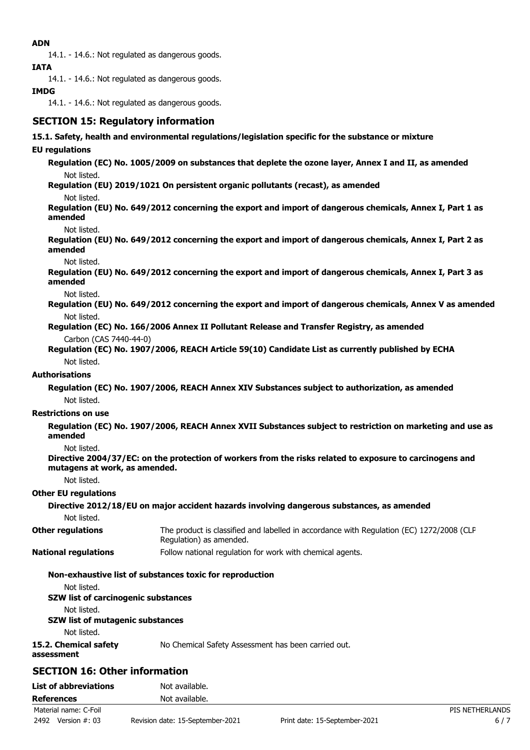**ADN**

14.1. - 14.6.: Not regulated as dangerous goods.

**IATA**

14.1. - 14.6.: Not regulated as dangerous goods.

**IMDG**

14.1. - 14.6.: Not regulated as dangerous goods.

## SECTION 15: Regulatory information

**15.1. Safety, health and environmental regulations/legislation specific for the substance or mixture**

**EU regulations**

**Regulation (EC) No. 1005/2009 on substances that deplete the ozone layer, Annex I and II, as amended**

Not listed.

**Regulation (EU) 2019/1021 On persistent organic pollutants (recast), as amended**

Not listed.

**Regulation (EU) No. 649/2012 concerning the export and import of dangerous chemicals, Annex I, Part 1 as amended**

Not listed.

**Regulation (EU) No. 649/2012 concerning the export and import of dangerous chemicals, Annex I, Part 2 as amended**

Not listed.

**Regulation (EU) No. 649/2012 concerning the export and import of dangerous chemicals, Annex I, Part 3 as amended**

Not listed.

**Regulation (EU) No. 649/2012 concerning the export and import of dangerous chemicals, Annex V as amended**

Not listed.

**Regulation (EC) No. 166/2006 Annex II Pollutant Release and Transfer Registry, as amended**

Carbon (CAS 7440-44-0)

**Regulation (EC) No. 1907/2006, REACH Article 59(10) Candidate List as currently published by ECHA**

Not listed.

**Authorisations**

**Regulation (EC) No. 1907/2006, REACH Annex XIV Substances subject to authorization, as amended**

Not listed.

**Restrictions on use**

**Regulation (EC) No. 1907/2006, REACH Annex XVII Substances subject to restriction on marketing and use as amended**

Not listed.

**Directive 2004/37/EC: on the protection of workers from the risks related to exposure to carcinogens and mutagens at work, as amended.**

Not listed.

**Other EU regulations**

**Directive 2012/18/EU on major accident hazards involving dangerous substances, as amended**

Not listed.

**Other regulations** — The product is classified and labelled in accordance with Regulation (EC) 1272/2008 (CLP Regulation) as amended.

**National regulations** — Follow national regulation for work with chemical agents.

**Non-exhaustive list of substances toxic for reproduction**

Not listed.

**SZW list of carcinogenic substances**

Not listed.

**SZW list of mutagenic substances**

Not listed.

**15.2. Chemical safety assessment** — No Chemical Safety Assessment has been carried out.

## SECTION 16: Other information

**List of abbreviations** — Not available.

**References** — Not available.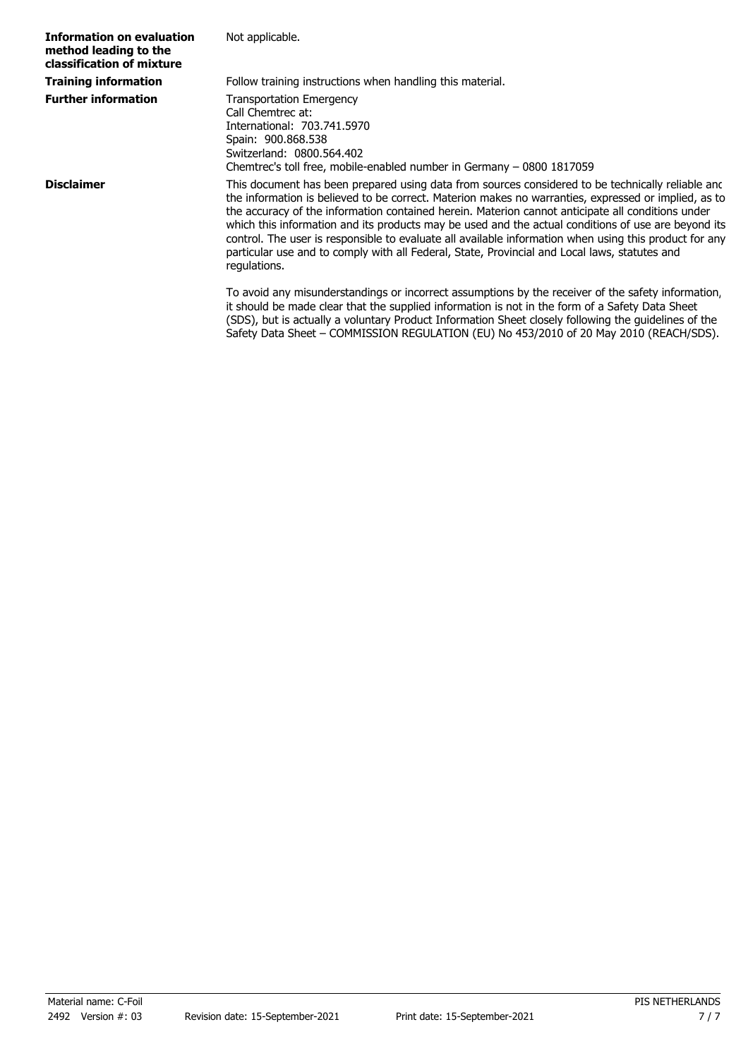**Information on evaluation method leading to the classification of mixture**

Not applicable.

**Training information**

Follow training instructions when handling this material.

**Further information**

Transportation Emergency
Call Chemtrec at:
International: 703.741.5970
Spain: 900.868.538
Switzerland: 0800.564.402
Chemtrec's toll free, mobile-enabled number in Germany – 0800 1817059

**Disclaimer**

This document has been prepared using data from sources considered to be technically reliable and the information is believed to be correct. Materion makes no warranties, expressed or implied, as to the accuracy of the information contained herein. Materion cannot anticipate all conditions under which this information and its products may be used and the actual conditions of use are beyond its control. The user is responsible to evaluate all available information when using this product for any particular use and to comply with all Federal, State, Provincial and Local laws, statutes and regulations.

To avoid any misunderstandings or incorrect assumptions by the receiver of the safety information, it should be made clear that the supplied information is not in the form of a Safety Data Sheet (SDS), but is actually a voluntary Product Information Sheet closely following the guidelines of the Safety Data Sheet – COMMISSION REGULATION (EU) No 453/2010 of 20 May 2010 (REACH/SDS).